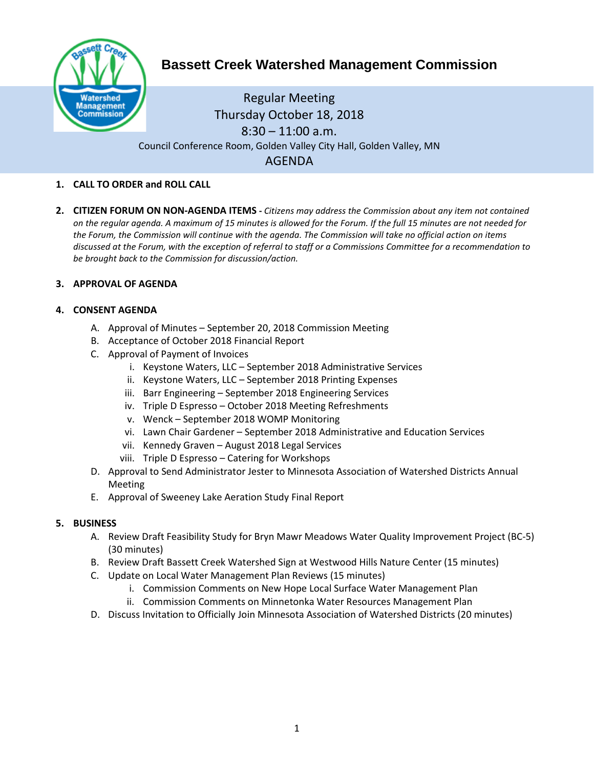# Bassett Creek Watershed Management Commission

Regular Meeting
Thursday October 18, 2018
8:30 – 11:00 a.m.
Council Conference Room, Golden Valley City Hall, Golden Valley, MN

## AGENDA

1. **CALL TO ORDER and ROLL CALL**

2. **CITIZEN FORUM ON NON-AGENDA ITEMS -** *Citizens may address the Commission about any item not contained on the regular agenda. A maximum of 15 minutes is allowed for the Forum. If the full 15 minutes are not needed for the Forum, the Commission will continue with the agenda. The Commission will take no official action on items discussed at the Forum, with the exception of referral to staff or a Commissions Committee for a recommendation to be brought back to the Commission for discussion/action.*

3. **APPROVAL OF AGENDA**

4. **CONSENT AGENDA**
   - A. Approval of Minutes – September 20, 2018 Commission Meeting
   - B. Acceptance of October 2018 Financial Report
   - C. Approval of Payment of Invoices
     - i. Keystone Waters, LLC – September 2018 Administrative Services
     - ii. Keystone Waters, LLC – September 2018 Printing Expenses
     - iii. Barr Engineering – September 2018 Engineering Services
     - iv. Triple D Espresso – October 2018 Meeting Refreshments
     - v. Wenck – September 2018 WOMP Monitoring
     - vi. Lawn Chair Gardener – September 2018 Administrative and Education Services
     - vii. Kennedy Graven – August 2018 Legal Services
     - viii. Triple D Espresso – Catering for Workshops
   - D. Approval to Send Administrator Jester to Minnesota Association of Watershed Districts Annual Meeting
   - E. Approval of Sweeney Lake Aeration Study Final Report

5. **BUSINESS**
   - A. Review Draft Feasibility Study for Bryn Mawr Meadows Water Quality Improvement Project (BC-5) (30 minutes)
   - B. Review Draft Bassett Creek Watershed Sign at Westwood Hills Nature Center (15 minutes)
   - C. Update on Local Water Management Plan Reviews (15 minutes)
     - i. Commission Comments on New Hope Local Surface Water Management Plan
     - ii. Commission Comments on Minnetonka Water Resources Management Plan
   - D. Discuss Invitation to Officially Join Minnesota Association of Watershed Districts (20 minutes)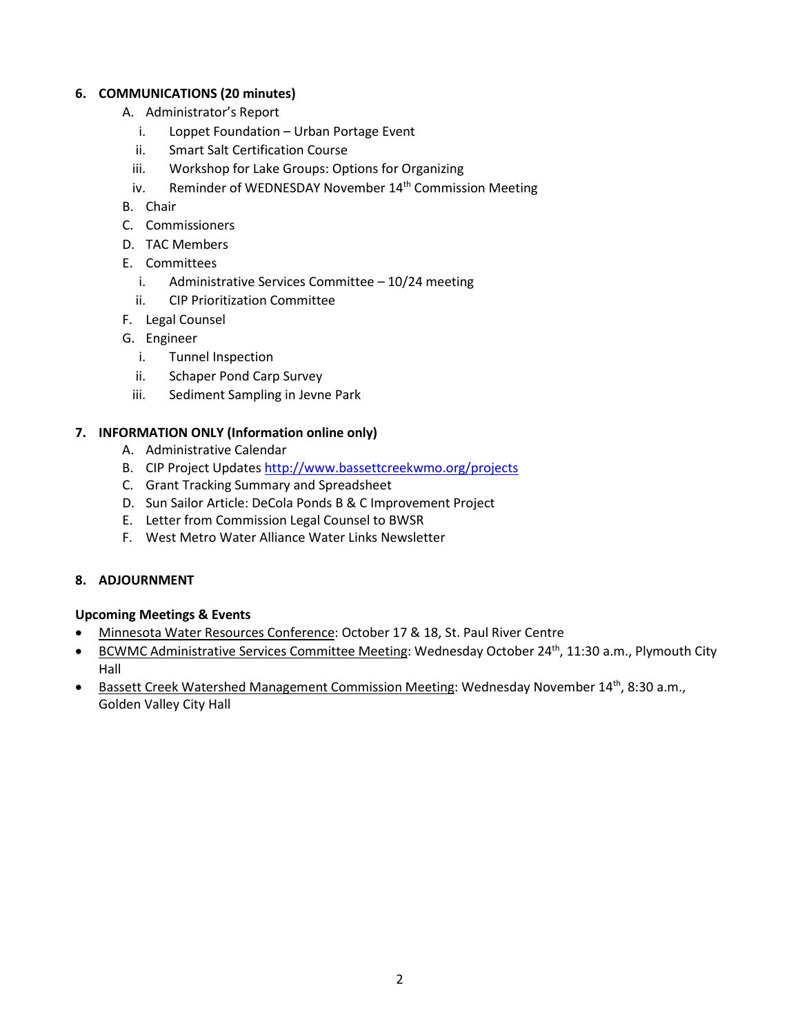6. **COMMUNICATIONS (20 minutes)**
   - A. Administrator's Report
     - i. Loppet Foundation – Urban Portage Event
     - ii. Smart Salt Certification Course
     - iii. Workshop for Lake Groups: Options for Organizing
     - iv. Reminder of WEDNESDAY November 14th Commission Meeting
   - B. Chair
   - C. Commissioners
   - D. TAC Members
   - E. Committees
     - i. Administrative Services Committee – 10/24 meeting
     - ii. CIP Prioritization Committee
   - F. Legal Counsel
   - G. Engineer
     - i. Tunnel Inspection
     - ii. Schaper Pond Carp Survey
     - iii. Sediment Sampling in Jevne Park

7. **INFORMATION ONLY (Information online only)**
   - A. Administrative Calendar
   - B. CIP Project Updates http://www.bassettcreekwmo.org/projects
   - C. Grant Tracking Summary and Spreadsheet
   - D. Sun Sailor Article: DeCola Ponds B & C Improvement Project
   - E. Letter from Commission Legal Counsel to BWSR
   - F. West Metro Water Alliance Water Links Newsletter

8. **ADJOURNMENT**

**Upcoming Meetings & Events**

- Minnesota Water Resources Conference: October 17 & 18, St. Paul River Centre
- BCWMC Administrative Services Committee Meeting: Wednesday October 24th, 11:30 a.m., Plymouth City Hall
- Bassett Creek Watershed Management Commission Meeting: Wednesday November 14th, 8:30 a.m., Golden Valley City Hall